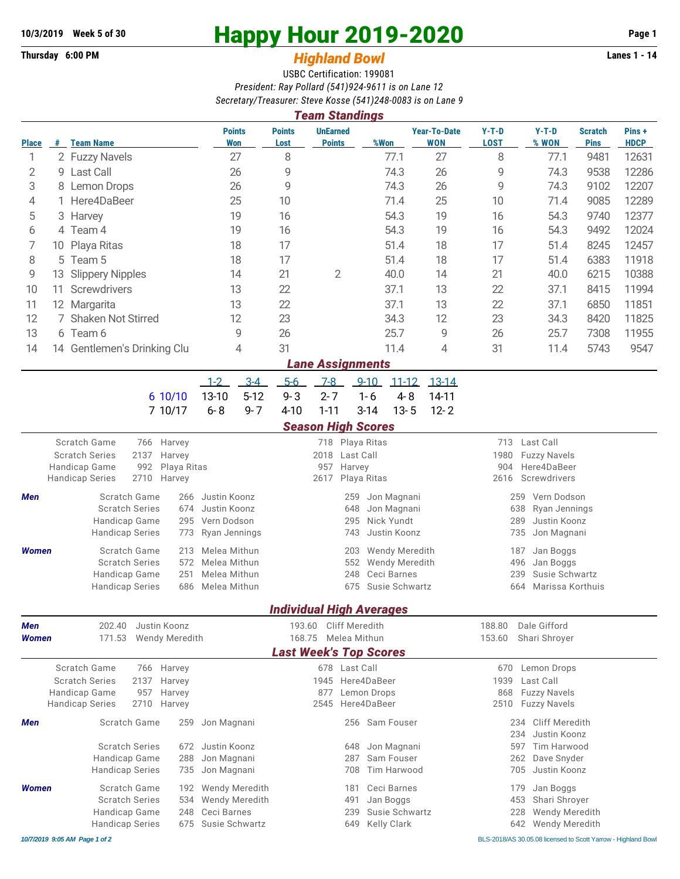10/3/2019 Week 5 of 30

Thursday 6:00 PM

# Happy Hour 2019-2020

## *Highland Bowl*

Lanes 1 - 14

USBC Certification: 199081

*President: Ray Pollard (541)924-9611 is on Lane 12*

*Secretary/Treasurer: Steve Kosse (541)248-0083 is on Lane 9*

### *Team Standings*

| Place | # | Team Name | Points Won | Points Lost | UnEarned Points | %Won | Year-To-Date WON | Y-T-D LOST | Y-T-D % WON | Scratch Pins | Pins + HDCP |
|---|---|---|---|---|---|---|---|---|---|---|---|
| 1 | 2 | Fuzzy Navels | 27 | 8 | | 77.1 | 27 | 8 | 77.1 | 9481 | 12631 |
| 2 | 9 | Last Call | 26 | 9 | | 74.3 | 26 | 9 | 74.3 | 9538 | 12286 |
| 3 | 8 | Lemon Drops | 26 | 9 | | 74.3 | 26 | 9 | 74.3 | 9102 | 12207 |
| 4 | 1 | Here4DaBeer | 25 | 10 | | 71.4 | 25 | 10 | 71.4 | 9085 | 12289 |
| 5 | 3 | Harvey | 19 | 16 | | 54.3 | 19 | 16 | 54.3 | 9740 | 12377 |
| 6 | 4 | Team 4 | 19 | 16 | | 54.3 | 19 | 16 | 54.3 | 9492 | 12024 |
| 7 | 10 | Playa Ritas | 18 | 17 | | 51.4 | 18 | 17 | 51.4 | 8245 | 12457 |
| 8 | 5 | Team 5 | 18 | 17 | | 51.4 | 18 | 17 | 51.4 | 6383 | 11918 |
| 9 | 13 | Slippery Nipples | 14 | 21 | 2 | 40.0 | 14 | 21 | 40.0 | 6215 | 10388 |
| 10 | 11 | Screwdrivers | 13 | 22 | | 37.1 | 13 | 22 | 37.1 | 8415 | 11994 |
| 11 | 12 | Margarita | 13 | 22 | | 37.1 | 13 | 22 | 37.1 | 6850 | 11851 |
| 12 | 7 | Shaken Not Stirred | 12 | 23 | | 34.3 | 12 | 23 | 34.3 | 8420 | 11825 |
| 13 | 6 | Team 6 | 9 | 26 | | 25.7 | 9 | 26 | 25.7 | 7308 | 11955 |
| 14 | 14 | Gentlemen's Drinking Clu | 4 | 31 | | 11.4 | 4 | 31 | 11.4 | 5743 | 9547 |

### *Lane Assignments*

| | 1-2 | 3-4 | 5-6 | 7-8 | 9-10 | 11-12 | 13-14 |
|---|---|---|---|---|---|---|---|
| 6 10/10 | 13-10 | 5-12 | 9- 3 | 2- 7 | 1- 6 | 4- 8 | 14-11 |
| 7 10/17 | 6- 8 | 9- 7 | 4-10 | 1-11 | 3-14 | 13- 5 | 12- 2 |

### *Season High Scores*

| | | | | | | |
|---|---|---|---|---|---|---|
| Scratch Game | 766 | Harvey | 718 | Playa Ritas | 713 | Last Call |
| Scratch Series | 2137 | Harvey | 2018 | Last Call | 1980 | Fuzzy Navels |
| Handicap Game | 992 | Playa Ritas | 957 | Harvey | 904 | Here4DaBeer |
| Handicap Series | 2710 | Harvey | 2617 | Playa Ritas | 2616 | Screwdrivers |

| | | | | | | | |
|---|---|---|---|---|---|---|---|
| ***Men*** | Scratch Game | 266 | Justin Koonz | 259 | Jon Magnani | 259 | Vern Dodson |
| | Scratch Series | 674 | Justin Koonz | 648 | Jon Magnani | 638 | Ryan Jennings |
| | Handicap Game | 295 | Vern Dodson | 295 | Nick Yundt | 289 | Justin Koonz |
| | Handicap Series | 773 | Ryan Jennings | 743 | Justin Koonz | 735 | Jon Magnani |
| ***Women*** | Scratch Game | 213 | Melea Mithun | 203 | Wendy Meredith | 187 | Jan Boggs |
| | Scratch Series | 572 | Melea Mithun | 552 | Wendy Meredith | 496 | Jan Boggs |
| | Handicap Game | 251 | Melea Mithun | 248 | Ceci Barnes | 239 | Susie Schwartz |
| | Handicap Series | 686 | Melea Mithun | 675 | Susie Schwartz | 664 | Marissa Korthuis |

### *Individual High Averages*

| | | | | | | |
|---|---|---|---|---|---|---|
| ***Men*** | 202.40 | Justin Koonz | 193.60 | Cliff Meredith | 188.80 | Dale Gifford |
| ***Women*** | 171.53 | Wendy Meredith | 168.75 | Melea Mithun | 153.60 | Shari Shroyer |

### *Last Week's Top Scores*

| | | | | | | |
|---|---|---|---|---|---|---|
| Scratch Game | 766 | Harvey | 678 | Last Call | 670 | Lemon Drops |
| Scratch Series | 2137 | Harvey | 1945 | Here4DaBeer | 1939 | Last Call |
| Handicap Game | 957 | Harvey | 877 | Lemon Drops | 868 | Fuzzy Navels |
| Handicap Series | 2710 | Harvey | 2545 | Here4DaBeer | 2510 | Fuzzy Navels |

| | | | | | | | |
|---|---|---|---|---|---|---|---|
| ***Men*** | Scratch Game | 259 | Jon Magnani | 256 | Sam Fouser | 234 | Cliff Meredith |
| | | | | | | 234 | Justin Koonz |
| | Scratch Series | 672 | Justin Koonz | 648 | Jon Magnani | 597 | Tim Harwood |
| | Handicap Game | 288 | Jon Magnani | 287 | Sam Fouser | 262 | Dave Snyder |
| | Handicap Series | 735 | Jon Magnani | 708 | Tim Harwood | 705 | Justin Koonz |
| ***Women*** | Scratch Game | 192 | Wendy Meredith | 181 | Ceci Barnes | 179 | Jan Boggs |
| | Scratch Series | 534 | Wendy Meredith | 491 | Jan Boggs | 453 | Shari Shroyer |
| | Handicap Game | 248 | Ceci Barnes | 239 | Susie Schwartz | 228 | Wendy Meredith |
| | Handicap Series | 675 | Susie Schwartz | 649 | Kelly Clark | 642 | Wendy Meredith |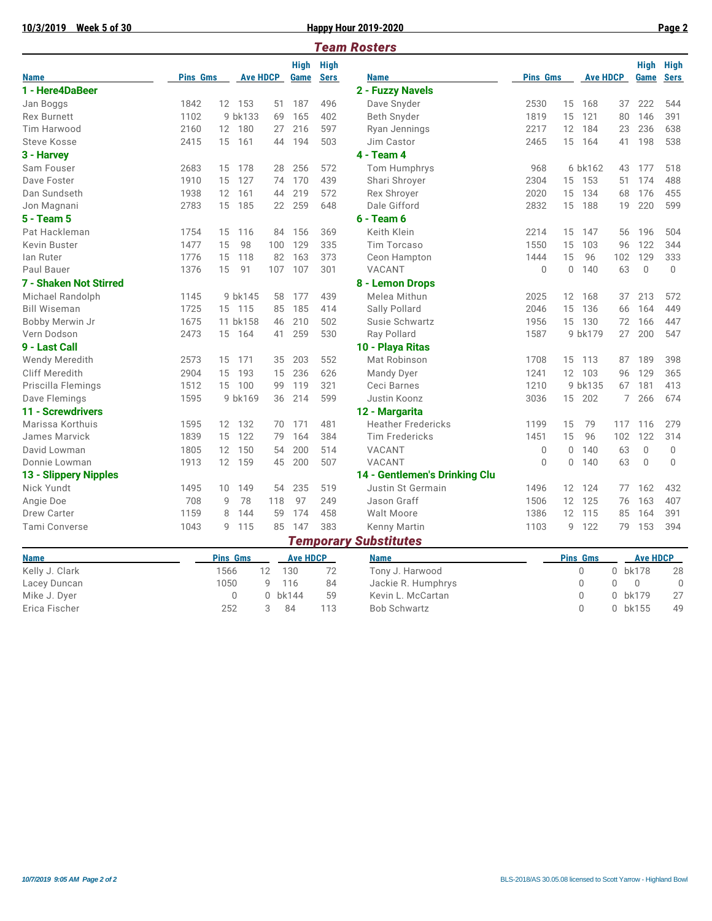## Team Rosters

| Name | Pins | Gms | Ave | HDCP | High Game | High Sers |
|---|---|---|---|---|---|---|
| **1 - Here4DaBeer** | | | | | | |
| Jan Boggs | 1842 | 12 | 153 | 51 | 187 | 496 |
| Rex Burnett | 1102 | 9 | bk133 | 69 | 165 | 402 |
| Tim Harwood | 2160 | 12 | 180 | 27 | 216 | 597 |
| Steve Kosse | 2415 | 15 | 161 | 44 | 194 | 503 |
| **3 - Harvey** | | | | | | |
| Sam Fouser | 2683 | 15 | 178 | 28 | 256 | 572 |
| Dave Foster | 1910 | 15 | 127 | 74 | 170 | 439 |
| Dan Sundseth | 1938 | 12 | 161 | 44 | 219 | 572 |
| Jon Magnani | 2783 | 15 | 185 | 22 | 259 | 648 |
| **5 - Team 5** | | | | | | |
| Pat Hackleman | 1754 | 15 | 116 | 84 | 156 | 369 |
| Kevin Buster | 1477 | 15 | 98 | 100 | 129 | 335 |
| Ian Ruter | 1776 | 15 | 118 | 82 | 163 | 373 |
| Paul Bauer | 1376 | 15 | 91 | 107 | 107 | 301 |
| **7 - Shaken Not Stirred** | | | | | | |
| Michael Randolph | 1145 | 9 | bk145 | 58 | 177 | 439 |
| Bill Wiseman | 1725 | 15 | 115 | 85 | 185 | 414 |
| Bobby Merwin Jr | 1675 | 11 | bk158 | 46 | 210 | 502 |
| Vern Dodson | 2473 | 15 | 164 | 41 | 259 | 530 |
| **9 - Last Call** | | | | | | |
| Wendy Meredith | 2573 | 15 | 171 | 35 | 203 | 552 |
| Cliff Meredith | 2904 | 15 | 193 | 15 | 236 | 626 |
| Priscilla Flemings | 1512 | 15 | 100 | 99 | 119 | 321 |
| Dave Flemings | 1595 | 9 | bk169 | 36 | 214 | 599 |
| **11 - Screwdrivers** | | | | | | |
| Marissa Korthuis | 1595 | 12 | 132 | 70 | 171 | 481 |
| James Marvick | 1839 | 15 | 122 | 79 | 164 | 384 |
| David Lowman | 1805 | 12 | 150 | 54 | 200 | 514 |
| Donnie Lowman | 1913 | 12 | 159 | 45 | 200 | 507 |
| **13 - Slippery Nipples** | | | | | | |
| Nick Yundt | 1495 | 10 | 149 | 54 | 235 | 519 |
| Angie Doe | 708 | 9 | 78 | 118 | 97 | 249 |
| Drew Carter | 1159 | 8 | 144 | 59 | 174 | 458 |
| Tami Converse | 1043 | 9 | 115 | 85 | 147 | 383 |
| **2 - Fuzzy Navels** | | | | | | |
| Dave Snyder | 2530 | 15 | 168 | 37 | 222 | 544 |
| Beth Snyder | 1819 | 15 | 121 | 80 | 146 | 391 |
| Ryan Jennings | 2217 | 12 | 184 | 23 | 236 | 638 |
| Jim Castor | 2465 | 15 | 164 | 41 | 198 | 538 |
| **4 - Team 4** | | | | | | |
| Tom Humphrys | 968 | 6 | bk162 | 43 | 177 | 518 |
| Shari Shroyer | 2304 | 15 | 153 | 51 | 174 | 488 |
| Rex Shroyer | 2020 | 15 | 134 | 68 | 176 | 455 |
| Dale Gifford | 2832 | 15 | 188 | 19 | 220 | 599 |
| **6 - Team 6** | | | | | | |
| Keith Klein | 2214 | 15 | 147 | 56 | 196 | 504 |
| Tim Torcaso | 1550 | 15 | 103 | 96 | 122 | 344 |
| Ceon Hampton | 1444 | 15 | 96 | 102 | 129 | 333 |
| VACANT | 0 | 0 | 140 | 63 | 0 | 0 |
| **8 - Lemon Drops** | | | | | | |
| Melea Mithun | 2025 | 12 | 168 | 37 | 213 | 572 |
| Sally Pollard | 2046 | 15 | 136 | 66 | 164 | 449 |
| Susie Schwartz | 1956 | 15 | 130 | 72 | 166 | 447 |
| Ray Pollard | 1587 | 9 | bk179 | 27 | 200 | 547 |
| **10 - Playa Ritas** | | | | | | |
| Mat Robinson | 1708 | 15 | 113 | 87 | 189 | 398 |
| Mandy Dyer | 1241 | 12 | 103 | 96 | 129 | 365 |
| Ceci Barnes | 1210 | 9 | bk135 | 67 | 181 | 413 |
| Justin Koonz | 3036 | 15 | 202 | 7 | 266 | 674 |
| **12 - Margarita** | | | | | | |
| Heather Fredericks | 1199 | 15 | 79 | 117 | 116 | 279 |
| Tim Fredericks | 1451 | 15 | 96 | 102 | 122 | 314 |
| VACANT | 0 | 0 | 140 | 63 | 0 | 0 |
| VACANT | 0 | 0 | 140 | 63 | 0 | 0 |
| **14 - Gentlemen's Drinking Clu** | | | | | | |
| Justin St Germain | 1496 | 12 | 124 | 77 | 162 | 432 |
| Jason Graff | 1506 | 12 | 125 | 76 | 163 | 407 |
| Walt Moore | 1386 | 12 | 115 | 85 | 164 | 391 |
| Kenny Martin | 1103 | 9 | 122 | 79 | 153 | 394 |

## Temporary Substitutes

| Name | Pins | Gms | Ave | HDCP |
|---|---|---|---|---|
| Kelly J. Clark | 1566 | 12 | 130 | 72 |
| Lacey Duncan | 1050 | 9 | 116 | 84 |
| Mike J. Dyer | 0 | 0 | bk144 | 59 |
| Erica Fischer | 252 | 3 | 84 | 113 |
| Tony J. Harwood | 0 | 0 | bk178 | 28 |
| Jackie R. Humphrys | 0 | 0 | 0 | 0 |
| Kevin L. McCartan | 0 | 0 | bk179 | 27 |
| Bob Schwartz | 0 | 0 | bk155 | 49 |